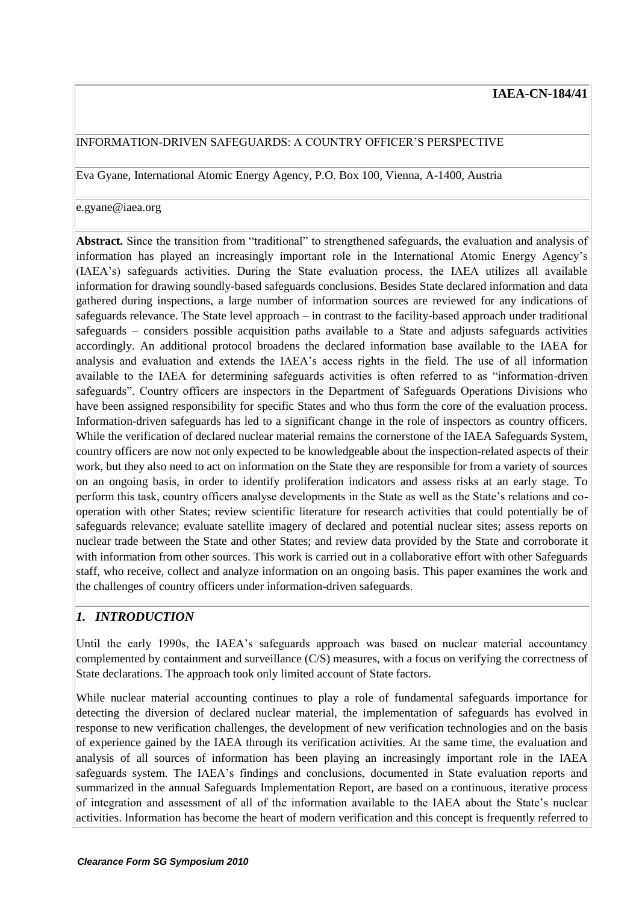**IAEA-CN-184/41**

INFORMATION-DRIVEN SAFEGUARDS: A COUNTRY OFFICER'S PERSPECTIVE

Eva Gyane, International Atomic Energy Agency, P.O. Box 100, Vienna, A-1400, Austria

e.gyane@iaea.org

**Abstract.** Since the transition from "traditional" to strengthened safeguards, the evaluation and analysis of information has played an increasingly important role in the International Atomic Energy Agency's (IAEA's) safeguards activities. During the State evaluation process, the IAEA utilizes all available information for drawing soundly-based safeguards conclusions. Besides State declared information and data gathered during inspections, a large number of information sources are reviewed for any indications of safeguards relevance. The State level approach – in contrast to the facility-based approach under traditional safeguards – considers possible acquisition paths available to a State and adjusts safeguards activities accordingly. An additional protocol broadens the declared information base available to the IAEA for analysis and evaluation and extends the IAEA's access rights in the field. The use of all information available to the IAEA for determining safeguards activities is often referred to as "information-driven safeguards". Country officers are inspectors in the Department of Safeguards Operations Divisions who have been assigned responsibility for specific States and who thus form the core of the evaluation process. Information-driven safeguards has led to a significant change in the role of inspectors as country officers. While the verification of declared nuclear material remains the cornerstone of the IAEA Safeguards System, country officers are now not only expected to be knowledgeable about the inspection-related aspects of their work, but they also need to act on information on the State they are responsible for from a variety of sources on an ongoing basis, in order to identify proliferation indicators and assess risks at an early stage. To perform this task, country officers analyse developments in the State as well as the State's relations and co-operation with other States; review scientific literature for research activities that could potentially be of safeguards relevance; evaluate satellite imagery of declared and potential nuclear sites; assess reports on nuclear trade between the State and other States; and review data provided by the State and corroborate it with information from other sources. This work is carried out in a collaborative effort with other Safeguards staff, who receive, collect and analyze information on an ongoing basis. This paper examines the work and the challenges of country officers under information-driven safeguards.

## *1. INTRODUCTION*

Until the early 1990s, the IAEA's safeguards approach was based on nuclear material accountancy complemented by containment and surveillance (C/S) measures, with a focus on verifying the correctness of State declarations. The approach took only limited account of State factors.

While nuclear material accounting continues to play a role of fundamental safeguards importance for detecting the diversion of declared nuclear material, the implementation of safeguards has evolved in response to new verification challenges, the development of new verification technologies and on the basis of experience gained by the IAEA through its verification activities. At the same time, the evaluation and analysis of all sources of information has been playing an increasingly important role in the IAEA safeguards system. The IAEA's findings and conclusions, documented in State evaluation reports and summarized in the annual Safeguards Implementation Report, are based on a continuous, iterative process of integration and assessment of all of the information available to the IAEA about the State's nuclear activities. Information has become the heart of modern verification and this concept is frequently referred to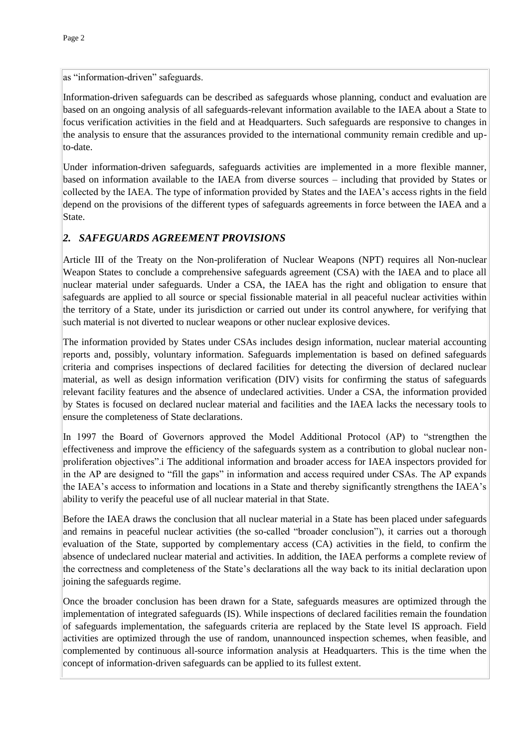as "information-driven" safeguards.

Information-driven safeguards can be described as safeguards whose planning, conduct and evaluation are based on an ongoing analysis of all safeguards-relevant information available to the IAEA about a State to focus verification activities in the field and at Headquarters. Such safeguards are responsive to changes in the analysis to ensure that the assurances provided to the international community remain credible and up-to-date.

Under information-driven safeguards, safeguards activities are implemented in a more flexible manner, based on information available to the IAEA from diverse sources – including that provided by States or collected by the IAEA. The type of information provided by States and the IAEA's access rights in the field depend on the provisions of the different types of safeguards agreements in force between the IAEA and a State.

## *2. SAFEGUARDS AGREEMENT PROVISIONS*

Article III of the Treaty on the Non-proliferation of Nuclear Weapons (NPT) requires all Non-nuclear Weapon States to conclude a comprehensive safeguards agreement (CSA) with the IAEA and to place all nuclear material under safeguards. Under a CSA, the IAEA has the right and obligation to ensure that safeguards are applied to all source or special fissionable material in all peaceful nuclear activities within the territory of a State, under its jurisdiction or carried out under its control anywhere, for verifying that such material is not diverted to nuclear weapons or other nuclear explosive devices.

The information provided by States under CSAs includes design information, nuclear material accounting reports and, possibly, voluntary information. Safeguards implementation is based on defined safeguards criteria and comprises inspections of declared facilities for detecting the diversion of declared nuclear material, as well as design information verification (DIV) visits for confirming the status of safeguards relevant facility features and the absence of undeclared activities. Under a CSA, the information provided by States is focused on declared nuclear material and facilities and the IAEA lacks the necessary tools to ensure the completeness of State declarations.

In 1997 the Board of Governors approved the Model Additional Protocol (AP) to "strengthen the effectiveness and improve the efficiency of the safeguards system as a contribution to global nuclear non-proliferation objectives".[i] The additional information and broader access for IAEA inspectors provided for in the AP are designed to "fill the gaps" in information and access required under CSAs. The AP expands the IAEA's access to information and locations in a State and thereby significantly strengthens the IAEA's ability to verify the peaceful use of all nuclear material in that State.

Before the IAEA draws the conclusion that all nuclear material in a State has been placed under safeguards and remains in peaceful nuclear activities (the so-called "broader conclusion"), it carries out a thorough evaluation of the State, supported by complementary access (CA) activities in the field, to confirm the absence of undeclared nuclear material and activities. In addition, the IAEA performs a complete review of the correctness and completeness of the State's declarations all the way back to its initial declaration upon joining the safeguards regime.

Once the broader conclusion has been drawn for a State, safeguards measures are optimized through the implementation of integrated safeguards (IS). While inspections of declared facilities remain the foundation of safeguards implementation, the safeguards criteria are replaced by the State level IS approach. Field activities are optimized through the use of random, unannounced inspection schemes, when feasible, and complemented by continuous all-source information analysis at Headquarters. This is the time when the concept of information-driven safeguards can be applied to its fullest extent.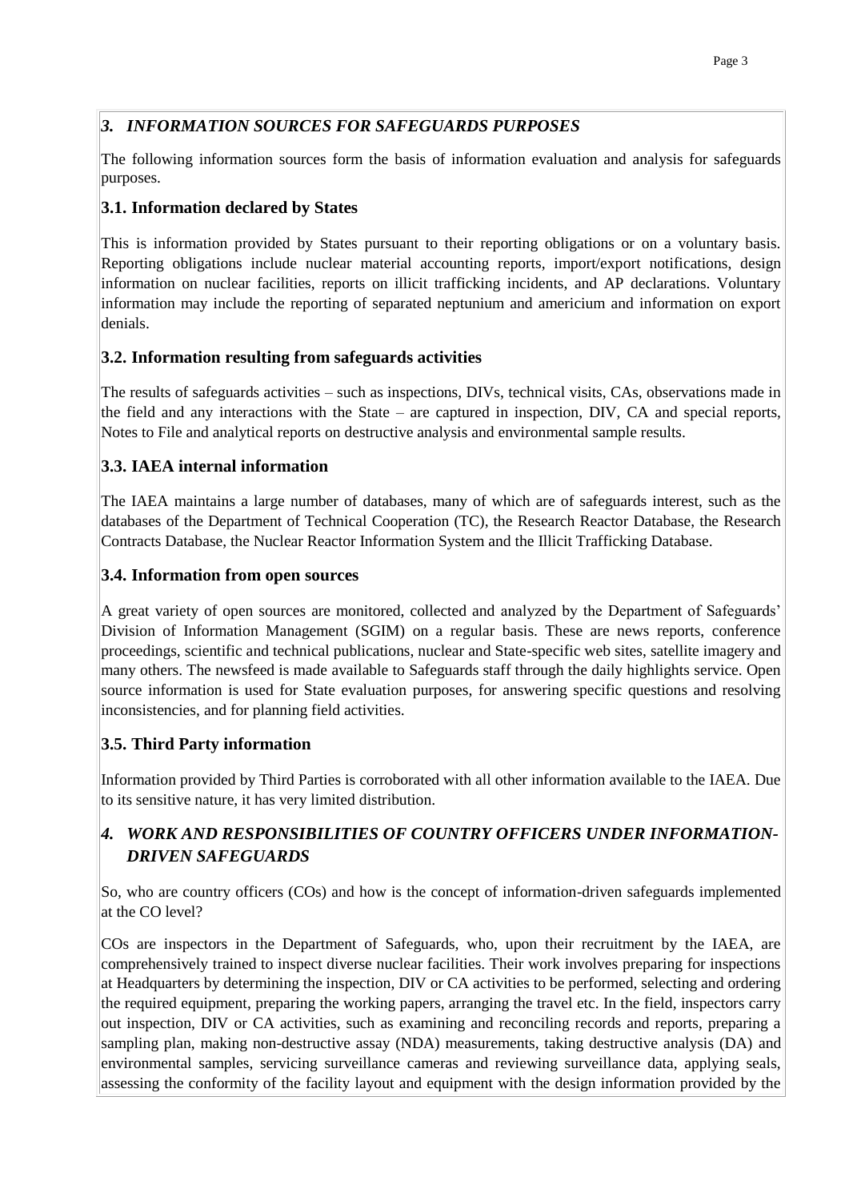## *3. INFORMATION SOURCES FOR SAFEGUARDS PURPOSES*

The following information sources form the basis of information evaluation and analysis for safeguards purposes.

### 3.1. Information declared by States

This is information provided by States pursuant to their reporting obligations or on a voluntary basis. Reporting obligations include nuclear material accounting reports, import/export notifications, design information on nuclear facilities, reports on illicit trafficking incidents, and AP declarations. Voluntary information may include the reporting of separated neptunium and americium and information on export denials.

### 3.2. Information resulting from safeguards activities

The results of safeguards activities – such as inspections, DIVs, technical visits, CAs, observations made in the field and any interactions with the State – are captured in inspection, DIV, CA and special reports, Notes to File and analytical reports on destructive analysis and environmental sample results.

### 3.3. IAEA internal information

The IAEA maintains a large number of databases, many of which are of safeguards interest, such as the databases of the Department of Technical Cooperation (TC), the Research Reactor Database, the Research Contracts Database, the Nuclear Reactor Information System and the Illicit Trafficking Database.

### 3.4. Information from open sources

A great variety of open sources are monitored, collected and analyzed by the Department of Safeguards' Division of Information Management (SGIM) on a regular basis. These are news reports, conference proceedings, scientific and technical publications, nuclear and State-specific web sites, satellite imagery and many others. The newsfeed is made available to Safeguards staff through the daily highlights service. Open source information is used for State evaluation purposes, for answering specific questions and resolving inconsistencies, and for planning field activities.

### 3.5. Third Party information

Information provided by Third Parties is corroborated with all other information available to the IAEA. Due to its sensitive nature, it has very limited distribution.

## *4. WORK AND RESPONSIBILITIES OF COUNTRY OFFICERS UNDER INFORMATION-DRIVEN SAFEGUARDS*

So, who are country officers (COs) and how is the concept of information-driven safeguards implemented at the CO level?

COs are inspectors in the Department of Safeguards, who, upon their recruitment by the IAEA, are comprehensively trained to inspect diverse nuclear facilities. Their work involves preparing for inspections at Headquarters by determining the inspection, DIV or CA activities to be performed, selecting and ordering the required equipment, preparing the working papers, arranging the travel etc. In the field, inspectors carry out inspection, DIV or CA activities, such as examining and reconciling records and reports, preparing a sampling plan, making non-destructive assay (NDA) measurements, taking destructive analysis (DA) and environmental samples, servicing surveillance cameras and reviewing surveillance data, applying seals, assessing the conformity of the facility layout and equipment with the design information provided by the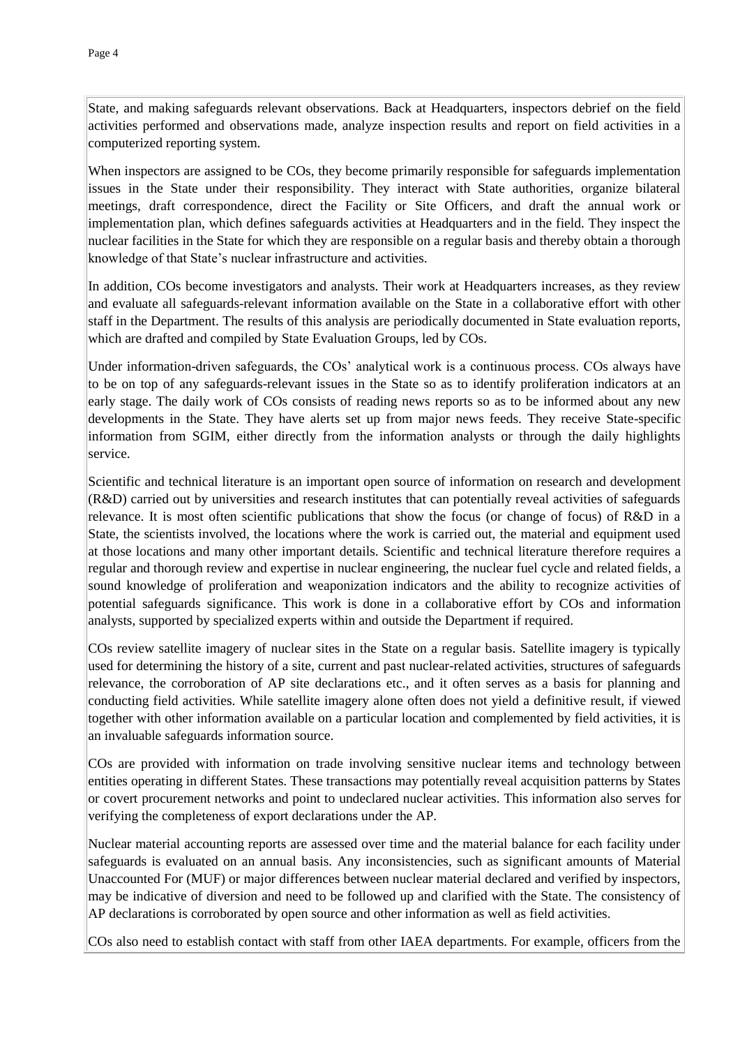State, and making safeguards relevant observations. Back at Headquarters, inspectors debrief on the field activities performed and observations made, analyze inspection results and report on field activities in a computerized reporting system.

When inspectors are assigned to be COs, they become primarily responsible for safeguards implementation issues in the State under their responsibility. They interact with State authorities, organize bilateral meetings, draft correspondence, direct the Facility or Site Officers, and draft the annual work or implementation plan, which defines safeguards activities at Headquarters and in the field. They inspect the nuclear facilities in the State for which they are responsible on a regular basis and thereby obtain a thorough knowledge of that State's nuclear infrastructure and activities.

In addition, COs become investigators and analysts. Their work at Headquarters increases, as they review and evaluate all safeguards-relevant information available on the State in a collaborative effort with other staff in the Department. The results of this analysis are periodically documented in State evaluation reports, which are drafted and compiled by State Evaluation Groups, led by COs.

Under information-driven safeguards, the COs' analytical work is a continuous process. COs always have to be on top of any safeguards-relevant issues in the State so as to identify proliferation indicators at an early stage. The daily work of COs consists of reading news reports so as to be informed about any new developments in the State. They have alerts set up from major news feeds. They receive State-specific information from SGIM, either directly from the information analysts or through the daily highlights service.

Scientific and technical literature is an important open source of information on research and development (R&D) carried out by universities and research institutes that can potentially reveal activities of safeguards relevance. It is most often scientific publications that show the focus (or change of focus) of R&D in a State, the scientists involved, the locations where the work is carried out, the material and equipment used at those locations and many other important details. Scientific and technical literature therefore requires a regular and thorough review and expertise in nuclear engineering, the nuclear fuel cycle and related fields, a sound knowledge of proliferation and weaponization indicators and the ability to recognize activities of potential safeguards significance. This work is done in a collaborative effort by COs and information analysts, supported by specialized experts within and outside the Department if required.

COs review satellite imagery of nuclear sites in the State on a regular basis. Satellite imagery is typically used for determining the history of a site, current and past nuclear-related activities, structures of safeguards relevance, the corroboration of AP site declarations etc., and it often serves as a basis for planning and conducting field activities. While satellite imagery alone often does not yield a definitive result, if viewed together with other information available on a particular location and complemented by field activities, it is an invaluable safeguards information source.

COs are provided with information on trade involving sensitive nuclear items and technology between entities operating in different States. These transactions may potentially reveal acquisition patterns by States or covert procurement networks and point to undeclared nuclear activities. This information also serves for verifying the completeness of export declarations under the AP.

Nuclear material accounting reports are assessed over time and the material balance for each facility under safeguards is evaluated on an annual basis. Any inconsistencies, such as significant amounts of Material Unaccounted For (MUF) or major differences between nuclear material declared and verified by inspectors, may be indicative of diversion and need to be followed up and clarified with the State. The consistency of AP declarations is corroborated by open source and other information as well as field activities.

COs also need to establish contact with staff from other IAEA departments. For example, officers from the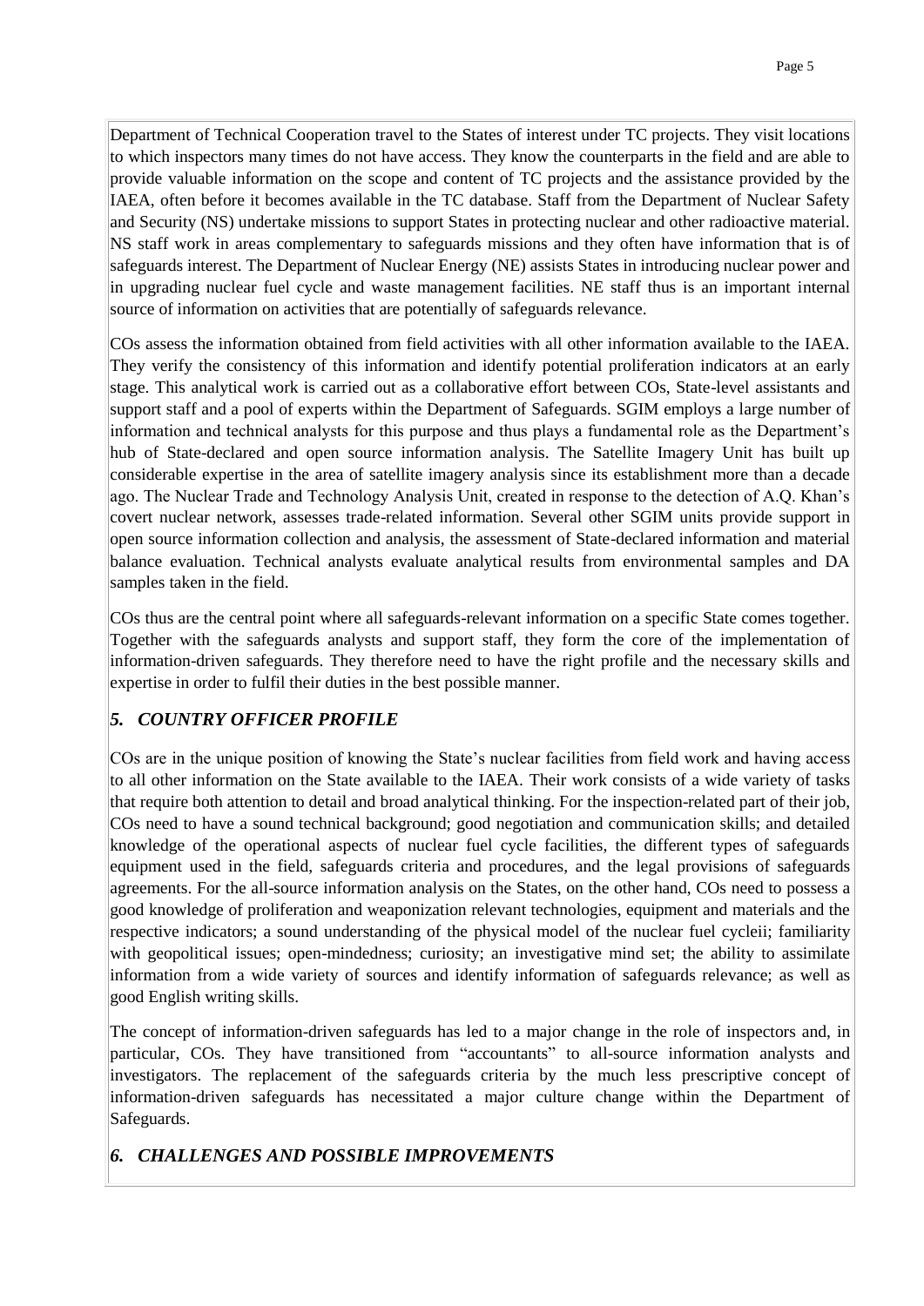Department of Technical Cooperation travel to the States of interest under TC projects. They visit locations to which inspectors many times do not have access. They know the counterparts in the field and are able to provide valuable information on the scope and content of TC projects and the assistance provided by the IAEA, often before it becomes available in the TC database. Staff from the Department of Nuclear Safety and Security (NS) undertake missions to support States in protecting nuclear and other radioactive material. NS staff work in areas complementary to safeguards missions and they often have information that is of safeguards interest. The Department of Nuclear Energy (NE) assists States in introducing nuclear power and in upgrading nuclear fuel cycle and waste management facilities. NE staff thus is an important internal source of information on activities that are potentially of safeguards relevance.

COs assess the information obtained from field activities with all other information available to the IAEA. They verify the consistency of this information and identify potential proliferation indicators at an early stage. This analytical work is carried out as a collaborative effort between COs, State-level assistants and support staff and a pool of experts within the Department of Safeguards. SGIM employs a large number of information and technical analysts for this purpose and thus plays a fundamental role as the Department's hub of State-declared and open source information analysis. The Satellite Imagery Unit has built up considerable expertise in the area of satellite imagery analysis since its establishment more than a decade ago. The Nuclear Trade and Technology Analysis Unit, created in response to the detection of A.Q. Khan's covert nuclear network, assesses trade-related information. Several other SGIM units provide support in open source information collection and analysis, the assessment of State-declared information and material balance evaluation. Technical analysts evaluate analytical results from environmental samples and DA samples taken in the field.

COs thus are the central point where all safeguards-relevant information on a specific State comes together. Together with the safeguards analysts and support staff, they form the core of the implementation of information-driven safeguards. They therefore need to have the right profile and the necessary skills and expertise in order to fulfil their duties in the best possible manner.

## *5. COUNTRY OFFICER PROFILE*

COs are in the unique position of knowing the State's nuclear facilities from field work and having access to all other information on the State available to the IAEA. Their work consists of a wide variety of tasks that require both attention to detail and broad analytical thinking. For the inspection-related part of their job, COs need to have a sound technical background; good negotiation and communication skills; and detailed knowledge of the operational aspects of nuclear fuel cycle facilities, the different types of safeguards equipment used in the field, safeguards criteria and procedures, and the legal provisions of safeguards agreements. For the all-source information analysis on the States, on the other hand, COs need to possess a good knowledge of proliferation and weaponization relevant technologies, equipment and materials and the respective indicators; a sound understanding of the physical model of the nuclear fuel cycleii; familiarity with geopolitical issues; open-mindedness; curiosity; an investigative mind set; the ability to assimilate information from a wide variety of sources and identify information of safeguards relevance; as well as good English writing skills.

The concept of information-driven safeguards has led to a major change in the role of inspectors and, in particular, COs. They have transitioned from "accountants" to all-source information analysts and investigators. The replacement of the safeguards criteria by the much less prescriptive concept of information-driven safeguards has necessitated a major culture change within the Department of Safeguards.

## *6. CHALLENGES AND POSSIBLE IMPROVEMENTS*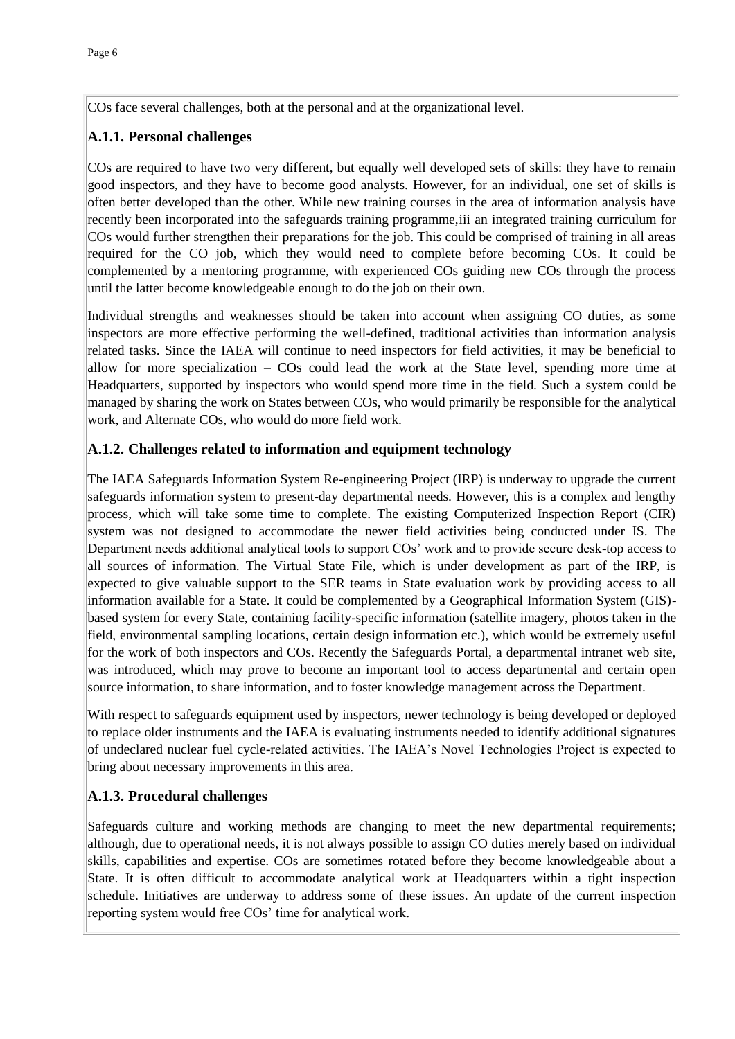COs face several challenges, both at the personal and at the organizational level.

### A.1.1. Personal challenges

COs are required to have two very different, but equally well developed sets of skills: they have to remain good inspectors, and they have to become good analysts. However, for an individual, one set of skills is often better developed than the other. While new training courses in the area of information analysis have recently been incorporated into the safeguards training programme,iii an integrated training curriculum for COs would further strengthen their preparations for the job. This could be comprised of training in all areas required for the CO job, which they would need to complete before becoming COs. It could be complemented by a mentoring programme, with experienced COs guiding new COs through the process until the latter become knowledgeable enough to do the job on their own.

Individual strengths and weaknesses should be taken into account when assigning CO duties, as some inspectors are more effective performing the well-defined, traditional activities than information analysis related tasks. Since the IAEA will continue to need inspectors for field activities, it may be beneficial to allow for more specialization – COs could lead the work at the State level, spending more time at Headquarters, supported by inspectors who would spend more time in the field. Such a system could be managed by sharing the work on States between COs, who would primarily be responsible for the analytical work, and Alternate COs, who would do more field work.

### A.1.2. Challenges related to information and equipment technology

The IAEA Safeguards Information System Re-engineering Project (IRP) is underway to upgrade the current safeguards information system to present-day departmental needs. However, this is a complex and lengthy process, which will take some time to complete. The existing Computerized Inspection Report (CIR) system was not designed to accommodate the newer field activities being conducted under IS. The Department needs additional analytical tools to support COs' work and to provide secure desk-top access to all sources of information. The Virtual State File, which is under development as part of the IRP, is expected to give valuable support to the SER teams in State evaluation work by providing access to all information available for a State. It could be complemented by a Geographical Information System (GIS)-based system for every State, containing facility-specific information (satellite imagery, photos taken in the field, environmental sampling locations, certain design information etc.), which would be extremely useful for the work of both inspectors and COs. Recently the Safeguards Portal, a departmental intranet web site, was introduced, which may prove to become an important tool to access departmental and certain open source information, to share information, and to foster knowledge management across the Department.

With respect to safeguards equipment used by inspectors, newer technology is being developed or deployed to replace older instruments and the IAEA is evaluating instruments needed to identify additional signatures of undeclared nuclear fuel cycle-related activities. The IAEA's Novel Technologies Project is expected to bring about necessary improvements in this area.

### A.1.3. Procedural challenges

Safeguards culture and working methods are changing to meet the new departmental requirements; although, due to operational needs, it is not always possible to assign CO duties merely based on individual skills, capabilities and expertise. COs are sometimes rotated before they become knowledgeable about a State. It is often difficult to accommodate analytical work at Headquarters within a tight inspection schedule. Initiatives are underway to address some of these issues. An update of the current inspection reporting system would free COs' time for analytical work.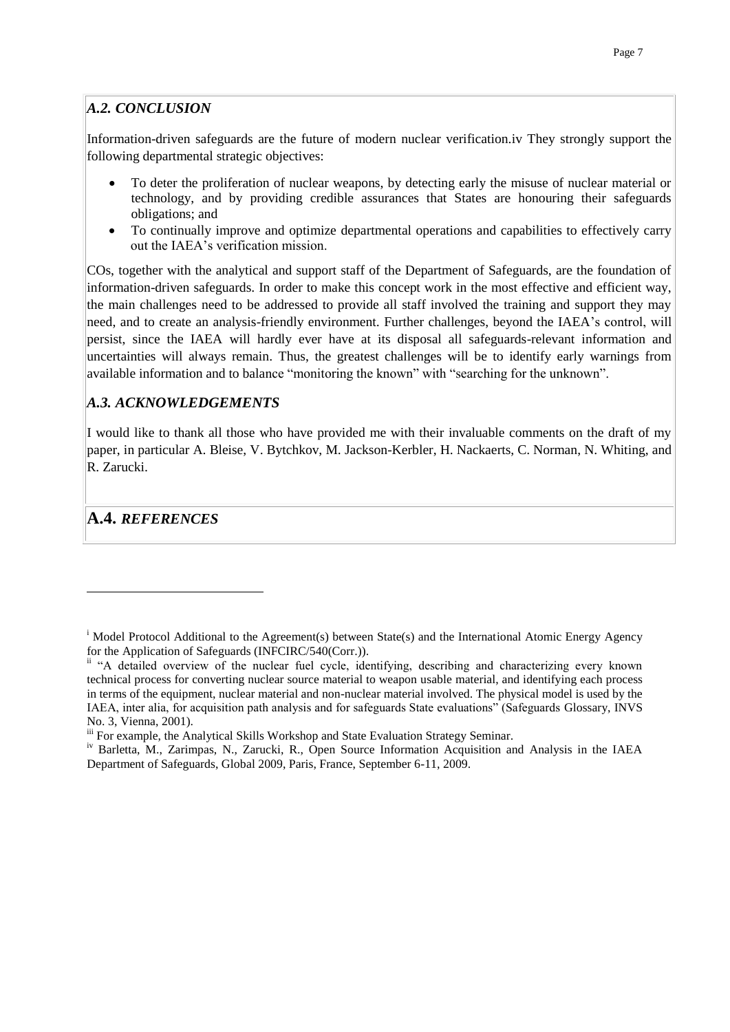### *A.2. CONCLUSION*

Information-driven safeguards are the future of modern nuclear verification.iv They strongly support the following departmental strategic objectives:

- To deter the proliferation of nuclear weapons, by detecting early the misuse of nuclear material or technology, and by providing credible assurances that States are honouring their safeguards obligations; and
- To continually improve and optimize departmental operations and capabilities to effectively carry out the IAEA's verification mission.

COs, together with the analytical and support staff of the Department of Safeguards, are the foundation of information-driven safeguards. In order to make this concept work in the most effective and efficient way, the main challenges need to be addressed to provide all staff involved the training and support they may need, and to create an analysis-friendly environment. Further challenges, beyond the IAEA's control, will persist, since the IAEA will hardly ever have at its disposal all safeguards-relevant information and uncertainties will always remain. Thus, the greatest challenges will be to identify early warnings from available information and to balance "monitoring the known" with "searching for the unknown".

### *A.3. ACKNOWLEDGEMENTS*

I would like to thank all those who have provided me with their invaluable comments on the draft of my paper, in particular A. Bleise, V. Bytchkov, M. Jackson-Kerbler, H. Nackaerts, C. Norman, N. Whiting, and R. Zarucki.

## A.4. *REFERENCES*

---

[i] Model Protocol Additional to the Agreement(s) between State(s) and the International Atomic Energy Agency for the Application of Safeguards (INFCIRC/540(Corr.)).

[ii] "A detailed overview of the nuclear fuel cycle, identifying, describing and characterizing every known technical process for converting nuclear source material to weapon usable material, and identifying each process in terms of the equipment, nuclear material and non-nuclear material involved. The physical model is used by the IAEA, inter alia, for acquisition path analysis and for safeguards State evaluations" (Safeguards Glossary, INVS No. 3, Vienna, 2001).

[iii] For example, the Analytical Skills Workshop and State Evaluation Strategy Seminar.

[iv] Barletta, M., Zarimpas, N., Zarucki, R., Open Source Information Acquisition and Analysis in the IAEA Department of Safeguards, Global 2009, Paris, France, September 6-11, 2009.